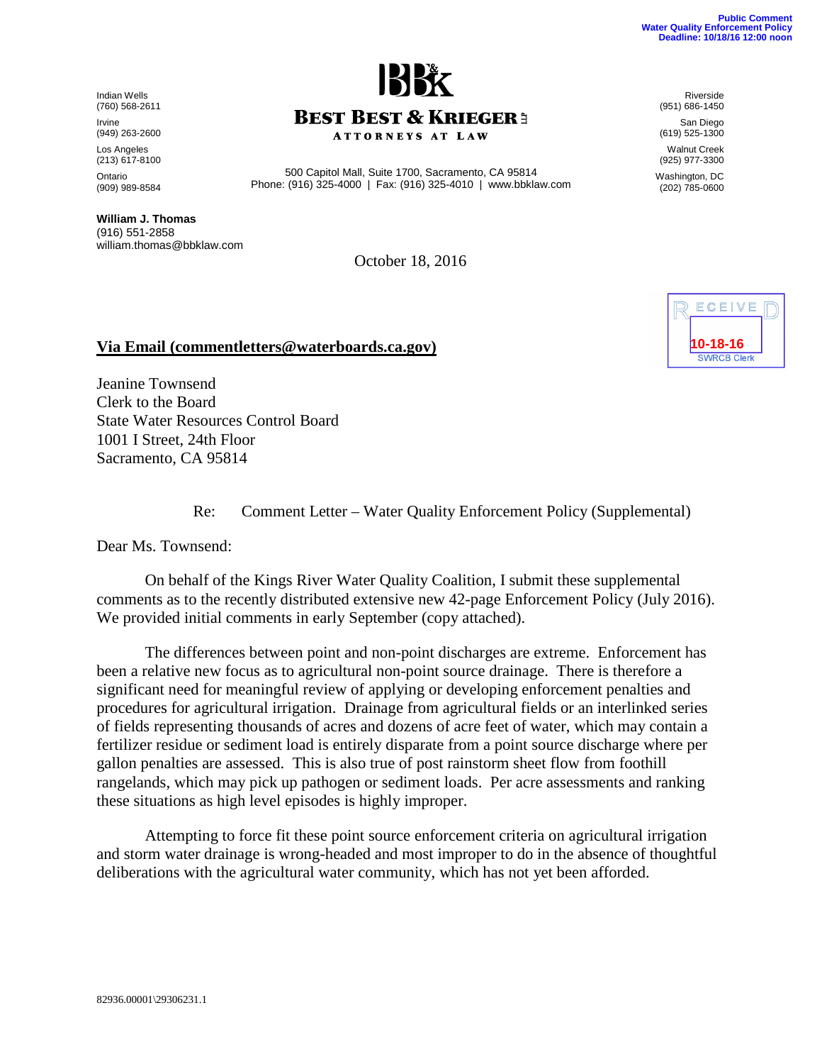Public Comment
Water Quality Enforcement Policy
Deadline: 10/18/16 12:00 noon

**BEST BEST & KRIEGER LLP**
ATTORNEYS AT LAW

500 Capitol Mall, Suite 1700, Sacramento, CA 95814
Phone: (916) 325-4000 | Fax: (916) 325-4010 | www.bbklaw.com

Indian Wells
(760) 568-2611

Irvine
(949) 263-2600

Los Angeles
(213) 617-8100

Ontario
(909) 989-8584

Riverside
(951) 686-1450

San Diego
(619) 525-1300

Walnut Creek
(925) 977-3300

Washington, DC
(202) 785-0600

**William J. Thomas**
(916) 551-2858
william.thomas@bbklaw.com

October 18, 2016

RECEIVED
10-18-16
SWRCB Clerk

**Via Email (commentletters@waterboards.ca.gov)**

Jeanine Townsend
Clerk to the Board
State Water Resources Control Board
1001 I Street, 24th Floor
Sacramento, CA 95814

Re: Comment Letter – Water Quality Enforcement Policy (Supplemental)

Dear Ms. Townsend:

On behalf of the Kings River Water Quality Coalition, I submit these supplemental comments as to the recently distributed extensive new 42-page Enforcement Policy (July 2016). We provided initial comments in early September (copy attached).

The differences between point and non-point discharges are extreme. Enforcement has been a relative new focus as to agricultural non-point source drainage. There is therefore a significant need for meaningful review of applying or developing enforcement penalties and procedures for agricultural irrigation. Drainage from agricultural fields or an interlinked series of fields representing thousands of acres and dozens of acre feet of water, which may contain a fertilizer residue or sediment load is entirely disparate from a point source discharge where per gallon penalties are assessed. This is also true of post rainstorm sheet flow from foothill rangelands, which may pick up pathogen or sediment loads. Per acre assessments and ranking these situations as high level episodes is highly improper.

Attempting to force fit these point source enforcement criteria on agricultural irrigation and storm water drainage is wrong-headed and most improper to do in the absence of thoughtful deliberations with the agricultural water community, which has not yet been afforded.

82936.00001\29306231.1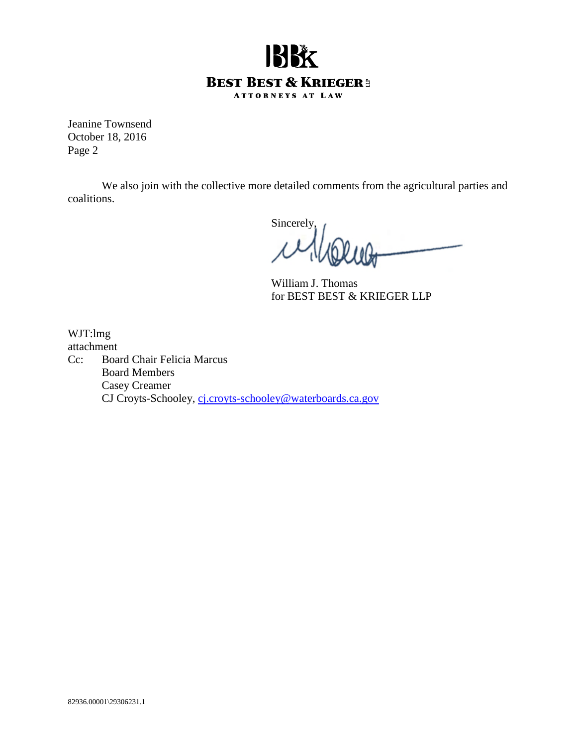Jeanine Townsend
October 18, 2016
Page 2

We also join with the collective more detailed comments from the agricultural parties and coalitions.

Sincerely,

William J. Thomas
for BEST BEST & KRIEGER LLP

WJT:lmg
attachment
Cc: Board Chair Felicia Marcus
Board Members
Casey Creamer
CJ Croyts-Schooley, cj.croyts-schooley@waterboards.ca.gov

82936.00001\29306231.1